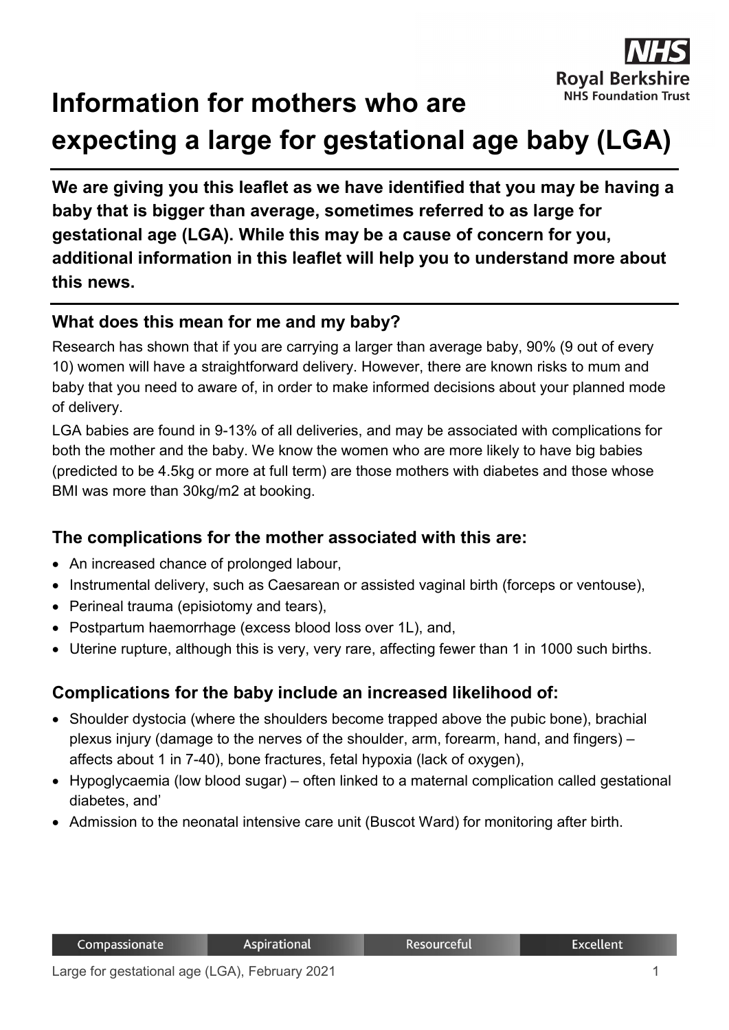# Information for mothers who are expecting a large for gestational age baby (LGA)

**We are giving you this leaflet as we have identified that you may be having a baby that is bigger than average, sometimes referred to as large for gestational age (LGA). While this may be a cause of concern for you, additional information in this leaflet will help you to understand more about this news.**

## What does this mean for me and my baby?

Research has shown that if you are carrying a larger than average baby, 90% (9 out of every 10) women will have a straightforward delivery. However, there are known risks to mum and baby that you need to aware of, in order to make informed decisions about your planned mode of delivery.

LGA babies are found in 9-13% of all deliveries, and may be associated with complications for both the mother and the baby. We know the women who are more likely to have big babies (predicted to be 4.5kg or more at full term) are those mothers with diabetes and those whose BMI was more than 30kg/m2 at booking.

## The complications for the mother associated with this are:

- An increased chance of prolonged labour,
- Instrumental delivery, such as Caesarean or assisted vaginal birth (forceps or ventouse),
- Perineal trauma (episiotomy and tears),
- Postpartum haemorrhage (excess blood loss over 1L), and,
- Uterine rupture, although this is very, very rare, affecting fewer than 1 in 1000 such births.

## Complications for the baby include an increased likelihood of:

- Shoulder dystocia (where the shoulders become trapped above the pubic bone), brachial plexus injury (damage to the nerves of the shoulder, arm, forearm, hand, and fingers) – affects about 1 in 7-40), bone fractures, fetal hypoxia (lack of oxygen),
- Hypoglycaemia (low blood sugar) – often linked to a maternal complication called gestational diabetes, and'
- Admission to the neonatal intensive care unit (Buscot Ward) for monitoring after birth.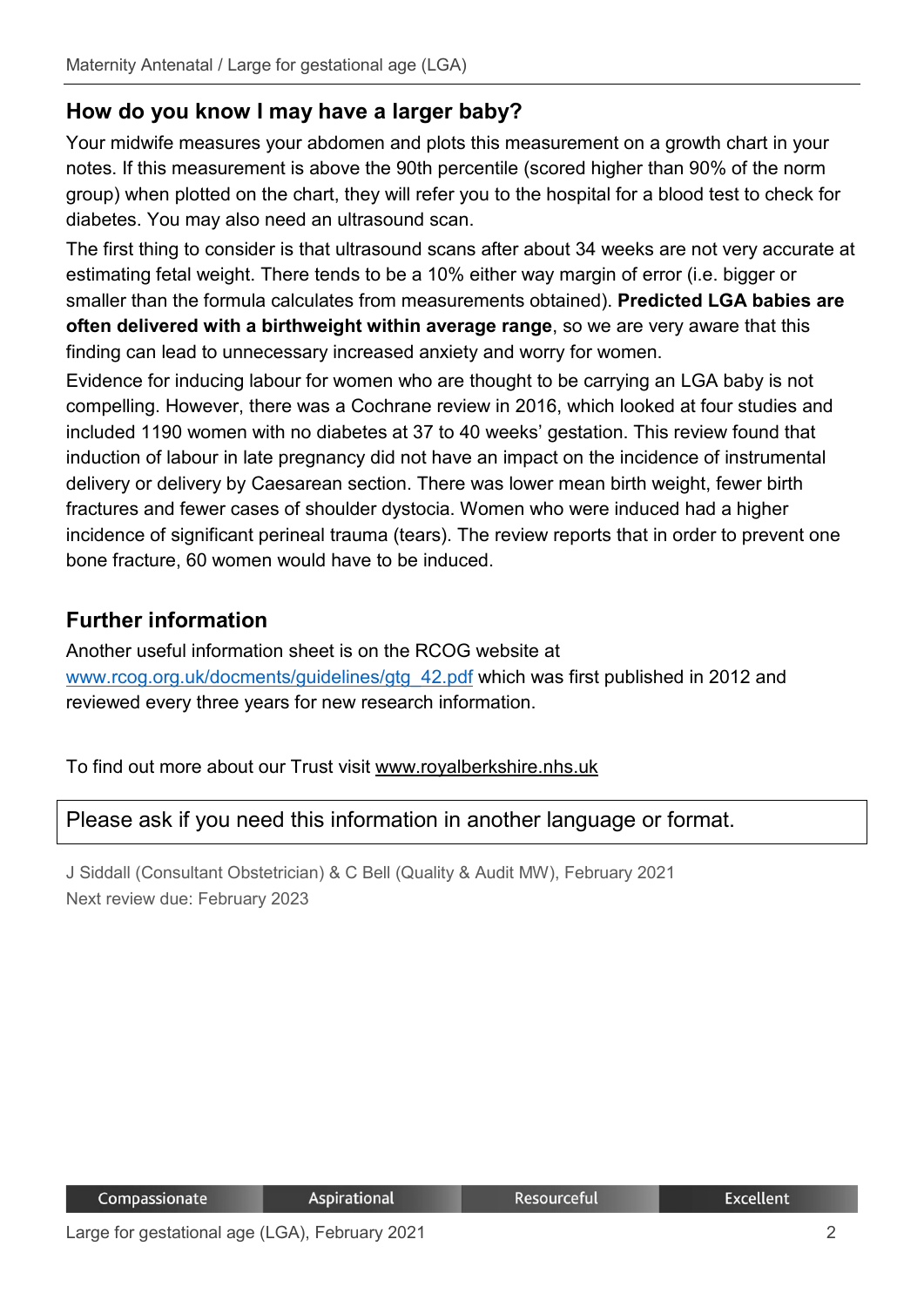## How do you know I may have a larger baby?

Your midwife measures your abdomen and plots this measurement on a growth chart in your notes. If this measurement is above the 90th percentile (scored higher than 90% of the norm group) when plotted on the chart, they will refer you to the hospital for a blood test to check for diabetes. You may also need an ultrasound scan.

The first thing to consider is that ultrasound scans after about 34 weeks are not very accurate at estimating fetal weight. There tends to be a 10% either way margin of error (i.e. bigger or smaller than the formula calculates from measurements obtained). **Predicted LGA babies are often delivered with a birthweight within average range**, so we are very aware that this finding can lead to unnecessary increased anxiety and worry for women.

Evidence for inducing labour for women who are thought to be carrying an LGA baby is not compelling. However, there was a Cochrane review in 2016, which looked at four studies and included 1190 women with no diabetes at 37 to 40 weeks' gestation. This review found that induction of labour in late pregnancy did not have an impact on the incidence of instrumental delivery or delivery by Caesarean section. There was lower mean birth weight, fewer birth fractures and fewer cases of shoulder dystocia. Women who were induced had a higher incidence of significant perineal trauma (tears). The review reports that in order to prevent one bone fracture, 60 women would have to be induced.

## Further information

Another useful information sheet is on the RCOG website at [www.rcog.org.uk/docments/guidelines/gtg_42.pdf](www.rcog.org.uk/docments/guidelines/gtg_42.pdf) which was first published in 2012 and reviewed every three years for new research information.

To find out more about our Trust visit [www.royalberkshire.nhs.uk](www.royalberkshire.nhs.uk)

Please ask if you need this information in another language or format.

J Siddall (Consultant Obstetrician) & C Bell (Quality & Audit MW), February 2021
Next review due: February 2023

Compassionate | Aspirational | Resourceful | Excellent